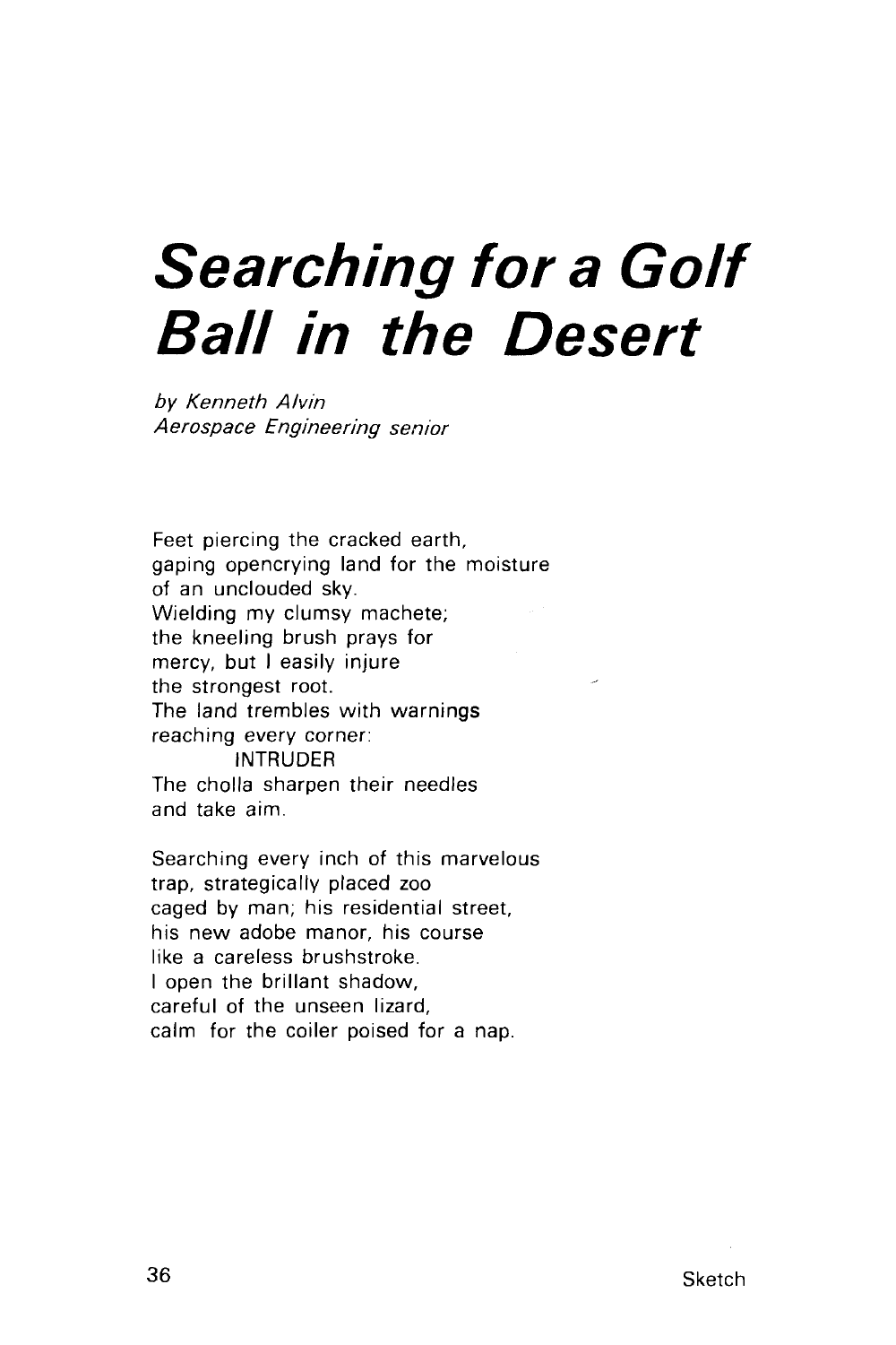# Searching for a Golf Ball in the Desert

*by Kenneth Alvin*
*Aerospace Engineering senior*

Feet piercing the cracked earth,
gaping opencrying land for the moisture
of an unclouded sky.
Wielding my clumsy machete;
the kneeling brush prays for
mercy, but I easily injure
the strongest root.
The land trembles with warnings
reaching every corner:
        INTRUDER
The cholla sharpen their needles
and take aim.

Searching every inch of this marvelous
trap, strategically placed zoo
caged by man; his residential street,
his new adobe manor, his course
like a careless brushstroke.
I open the brillant shadow,
careful of the unseen lizard,
calm for the coiler poised for a nap.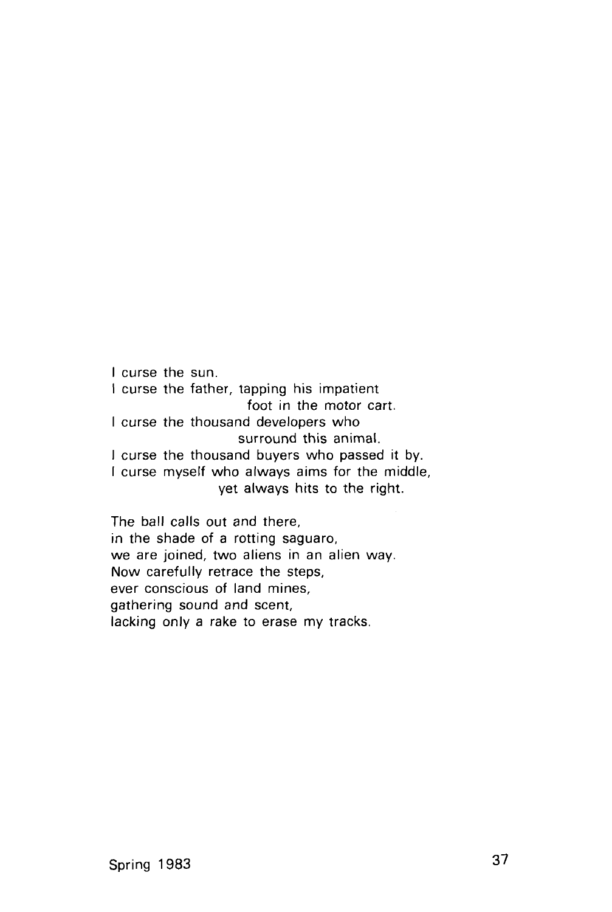I curse the sun.  
I curse the father, tapping his impatient  
                    foot in the motor cart.  
I curse the thousand developers who  
                    surround this animal.  
I curse the thousand buyers who passed it by.  
I curse myself who always aims for the middle,  
                    yet always hits to the right.

The ball calls out and there,  
in the shade of a rotting saguaro,  
we are joined, two aliens in an alien way.  
Now carefully retrace the steps,  
ever conscious of land mines,  
gathering sound and scent,  
lacking only a rake to erase my tracks.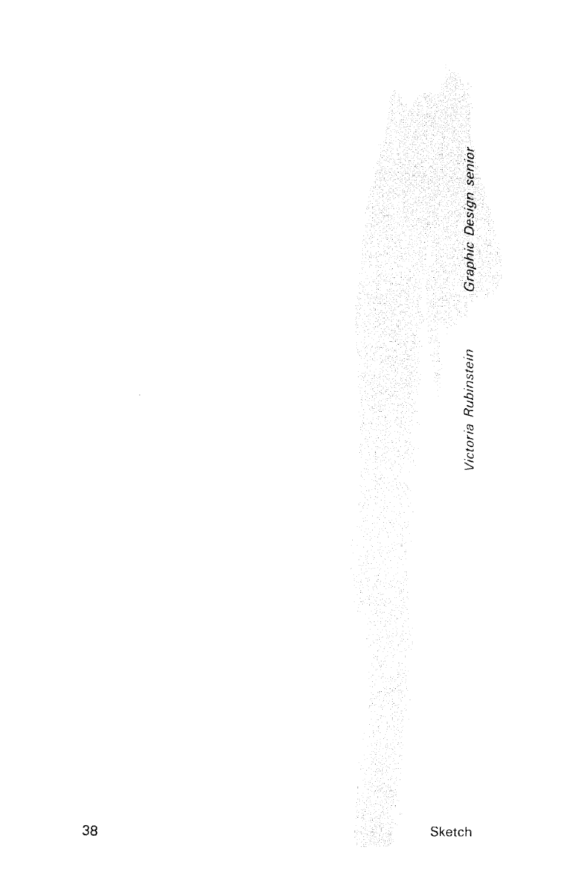*Graphic Design senior*

*Victoria Rubinstein*